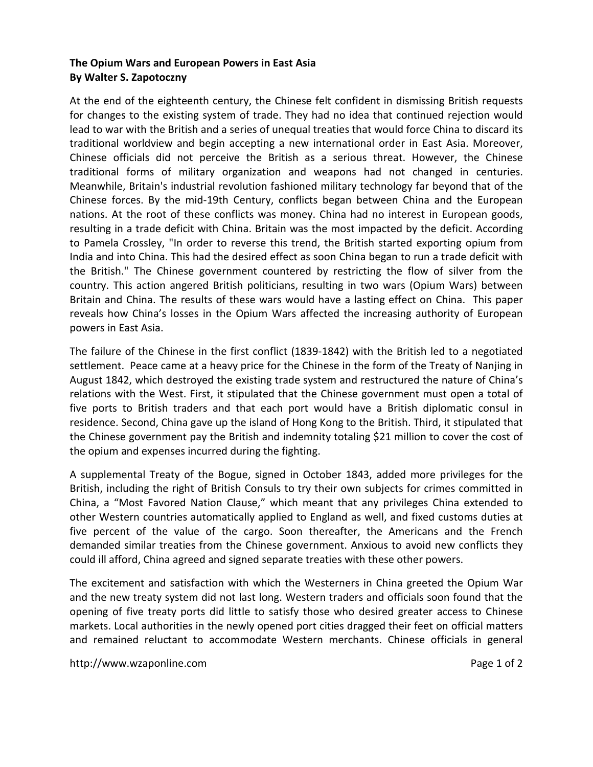**The Opium Wars and European Powers in East Asia**
**By Walter S. Zapotoczny**

At the end of the eighteenth century, the Chinese felt confident in dismissing British requests for changes to the existing system of trade. They had no idea that continued rejection would lead to war with the British and a series of unequal treaties that would force China to discard its traditional worldview and begin accepting a new international order in East Asia. Moreover, Chinese officials did not perceive the British as a serious threat. However, the Chinese traditional forms of military organization and weapons had not changed in centuries. Meanwhile, Britain's industrial revolution fashioned military technology far beyond that of the Chinese forces. By the mid-19th Century, conflicts began between China and the European nations. At the root of these conflicts was money. China had no interest in European goods, resulting in a trade deficit with China. Britain was the most impacted by the deficit. According to Pamela Crossley, "In order to reverse this trend, the British started exporting opium from India and into China. This had the desired effect as soon China began to run a trade deficit with the British." The Chinese government countered by restricting the flow of silver from the country. This action angered British politicians, resulting in two wars (Opium Wars) between Britain and China. The results of these wars would have a lasting effect on China. This paper reveals how China's losses in the Opium Wars affected the increasing authority of European powers in East Asia.

The failure of the Chinese in the first conflict (1839-1842) with the British led to a negotiated settlement. Peace came at a heavy price for the Chinese in the form of the Treaty of Nanjing in August 1842, which destroyed the existing trade system and restructured the nature of China's relations with the West. First, it stipulated that the Chinese government must open a total of five ports to British traders and that each port would have a British diplomatic consul in residence. Second, China gave up the island of Hong Kong to the British. Third, it stipulated that the Chinese government pay the British and indemnity totaling $21 million to cover the cost of the opium and expenses incurred during the fighting.

A supplemental Treaty of the Bogue, signed in October 1843, added more privileges for the British, including the right of British Consuls to try their own subjects for crimes committed in China, a "Most Favored Nation Clause," which meant that any privileges China extended to other Western countries automatically applied to England as well, and fixed customs duties at five percent of the value of the cargo. Soon thereafter, the Americans and the French demanded similar treaties from the Chinese government. Anxious to avoid new conflicts they could ill afford, China agreed and signed separate treaties with these other powers.

The excitement and satisfaction with which the Westerners in China greeted the Opium War and the new treaty system did not last long. Western traders and officials soon found that the opening of five treaty ports did little to satisfy those who desired greater access to Chinese markets. Local authorities in the newly opened port cities dragged their feet on official matters and remained reluctant to accommodate Western merchants. Chinese officials in general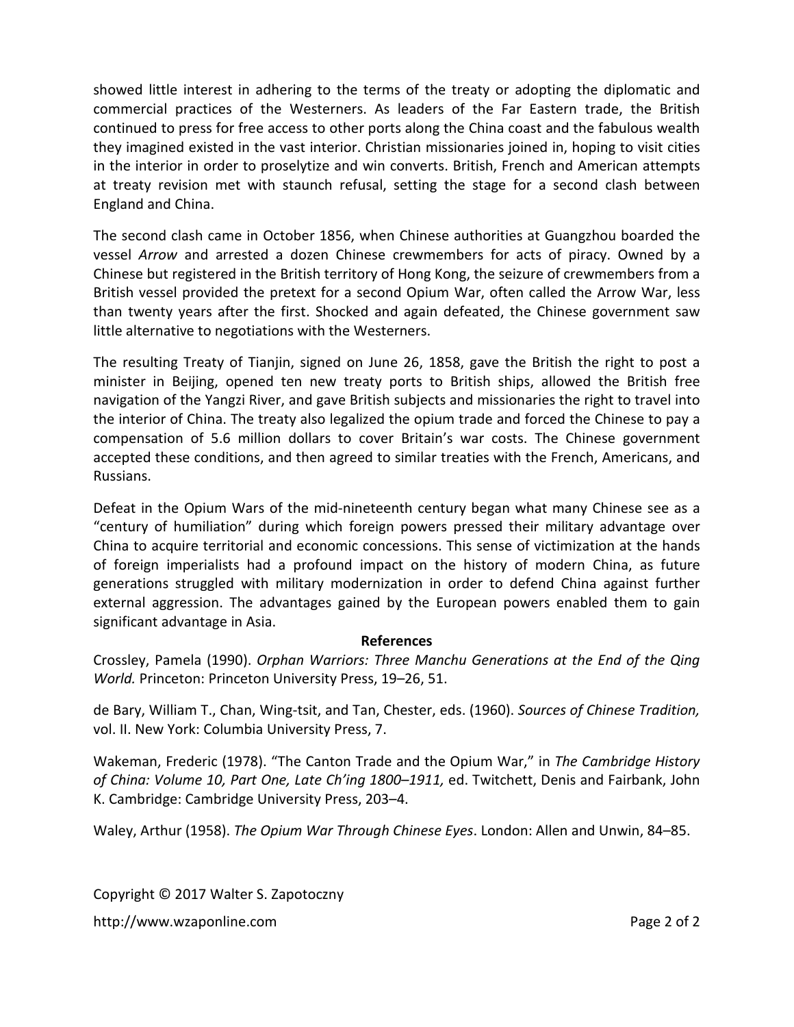showed little interest in adhering to the terms of the treaty or adopting the diplomatic and commercial practices of the Westerners. As leaders of the Far Eastern trade, the British continued to press for free access to other ports along the China coast and the fabulous wealth they imagined existed in the vast interior. Christian missionaries joined in, hoping to visit cities in the interior in order to proselytize and win converts. British, French and American attempts at treaty revision met with staunch refusal, setting the stage for a second clash between England and China.

The second clash came in October 1856, when Chinese authorities at Guangzhou boarded the vessel *Arrow* and arrested a dozen Chinese crewmembers for acts of piracy. Owned by a Chinese but registered in the British territory of Hong Kong, the seizure of crewmembers from a British vessel provided the pretext for a second Opium War, often called the Arrow War, less than twenty years after the first. Shocked and again defeated, the Chinese government saw little alternative to negotiations with the Westerners.

The resulting Treaty of Tianjin, signed on June 26, 1858, gave the British the right to post a minister in Beijing, opened ten new treaty ports to British ships, allowed the British free navigation of the Yangzi River, and gave British subjects and missionaries the right to travel into the interior of China. The treaty also legalized the opium trade and forced the Chinese to pay a compensation of 5.6 million dollars to cover Britain's war costs. The Chinese government accepted these conditions, and then agreed to similar treaties with the French, Americans, and Russians.

Defeat in the Opium Wars of the mid-nineteenth century began what many Chinese see as a "century of humiliation" during which foreign powers pressed their military advantage over China to acquire territorial and economic concessions. This sense of victimization at the hands of foreign imperialists had a profound impact on the history of modern China, as future generations struggled with military modernization in order to defend China against further external aggression. The advantages gained by the European powers enabled them to gain significant advantage in Asia.

**References**

Crossley, Pamela (1990). *Orphan Warriors: Three Manchu Generations at the End of the Qing World.* Princeton: Princeton University Press, 19–26, 51.

de Bary, William T., Chan, Wing-tsit, and Tan, Chester, eds. (1960). *Sources of Chinese Tradition,* vol. II. New York: Columbia University Press, 7.

Wakeman, Frederic (1978). "The Canton Trade and the Opium War," in *The Cambridge History of China: Volume 10, Part One, Late Ch'ing 1800–1911,* ed. Twitchett, Denis and Fairbank, John K. Cambridge: Cambridge University Press, 203–4.

Waley, Arthur (1958). *The Opium War Through Chinese Eyes*. London: Allen and Unwin, 84–85.

Copyright © 2017 Walter S. Zapotoczny

http://www.wzaponline.com